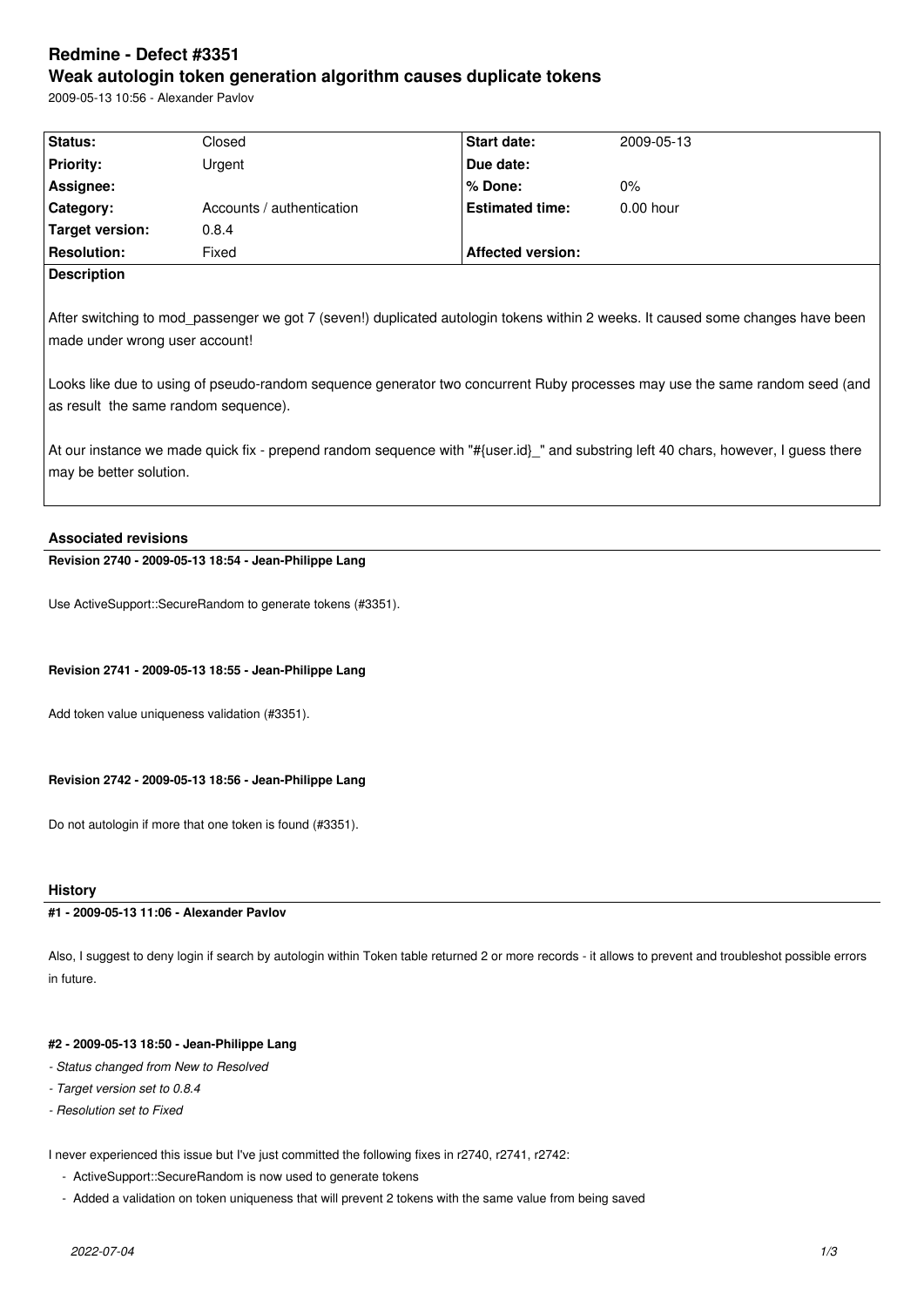# Redmine - Defect #3351

## Weak autologin token generation algorithm causes duplicate tokens

2009-05-13 10:56 - Alexander Pavlov

| Status: | Closed | Start date: | 2009-05-13 |
|---|---|---|---|
| Priority: | Urgent | Due date: | |
| Assignee: | | % Done: | 0% |
| Category: | Accounts / authentication | Estimated time: | 0.00 hour |
| Target version: | 0.8.4 | | |
| Resolution: | Fixed | Affected version: | |

**Description**

After switching to mod_passenger we got 7 (seven!) duplicated autologin tokens within 2 weeks. It caused some changes have been made under wrong user account!

Looks like due to using of pseudo-random sequence generator two concurrent Ruby processes may use the same random seed (and as result the same random sequence).

At our instance we made quick fix - prepend random sequence with "#{user.id}_" and substring left 40 chars, however, I guess there may be better solution.

### Associated revisions

**Revision 2740 - 2009-05-13 18:54 - Jean-Philippe Lang**

Use ActiveSupport::SecureRandom to generate tokens (#3351).

**Revision 2741 - 2009-05-13 18:55 - Jean-Philippe Lang**

Add token value uniqueness validation (#3351).

**Revision 2742 - 2009-05-13 18:56 - Jean-Philippe Lang**

Do not autologin if more that one token is found (#3351).

### History

**#1 - 2009-05-13 11:06 - Alexander Pavlov**

Also, I suggest to deny login if search by autologin within Token table returned 2 or more records - it allows to prevent and troubleshot possible errors in future.

**#2 - 2009-05-13 18:50 - Jean-Philippe Lang**

- *Status changed from New to Resolved*
- *Target version set to 0.8.4*
- *Resolution set to Fixed*

I never experienced this issue but I've just committed the following fixes in r2740, r2741, r2742:

- ActiveSupport::SecureRandom is now used to generate tokens
- Added a validation on token uniqueness that will prevent 2 tokens with the same value from being saved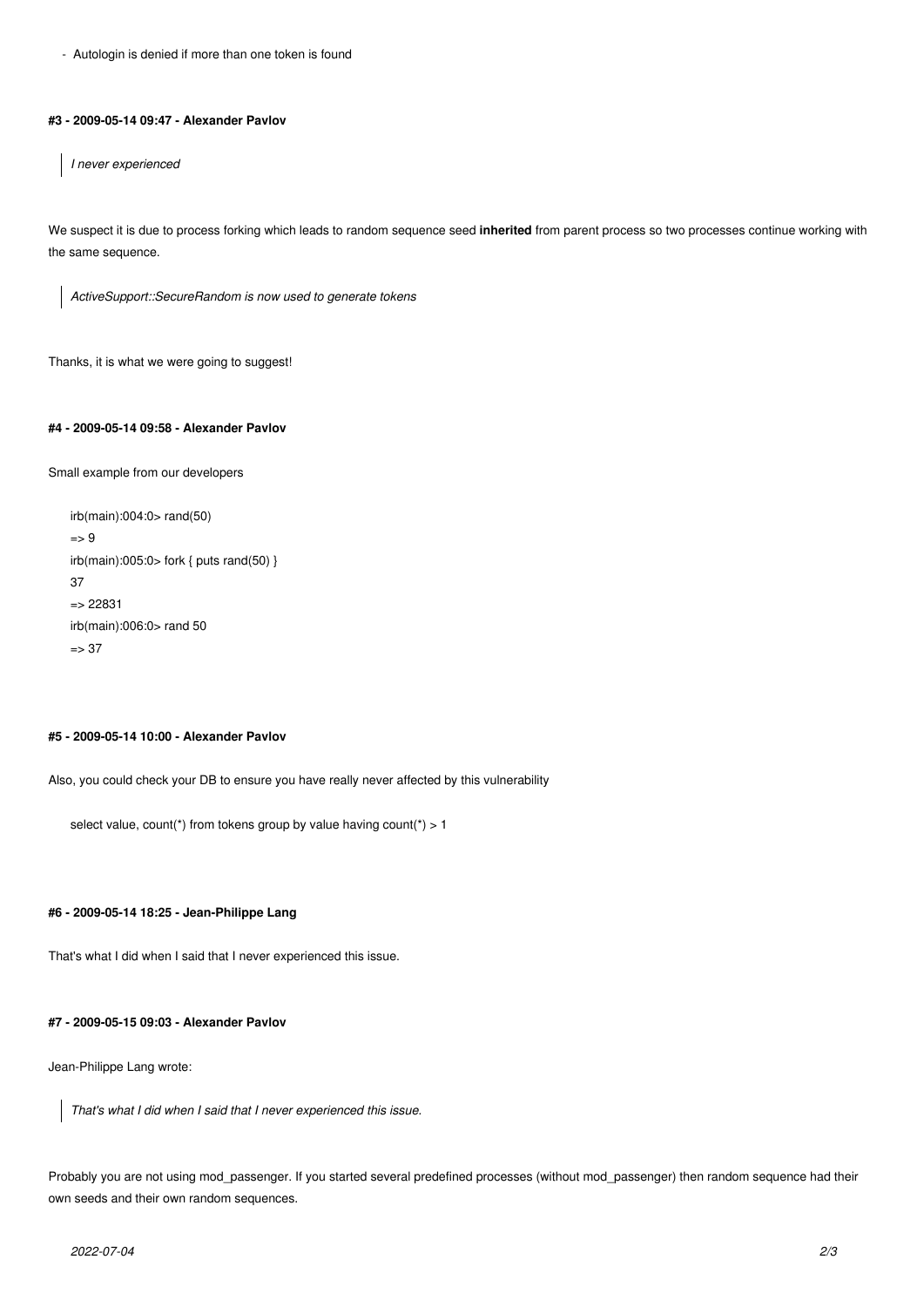- Autologin is denied if more than one token is found

#### #3 - 2009-05-14 09:47 - Alexander Pavlov

> *I never experienced*

We suspect it is due to process forking which leads to random sequence seed **inherited** from parent process so two processes continue working with the same sequence.

> *ActiveSupport::SecureRandom is now used to generate tokens*

Thanks, it is what we were going to suggest!

#### #4 - 2009-05-14 09:58 - Alexander Pavlov

Small example from our developers

```
irb(main):004:0> rand(50)
=> 9
irb(main):005:0> fork { puts rand(50) }
37
=> 22831
irb(main):006:0> rand 50
=> 37
```

#### #5 - 2009-05-14 10:00 - Alexander Pavlov

Also, you could check your DB to ensure you have really never affected by this vulnerability

```
select value, count(*) from tokens group by value having count(*) > 1
```

#### #6 - 2009-05-14 18:25 - Jean-Philippe Lang

That's what I did when I said that I never experienced this issue.

#### #7 - 2009-05-15 09:03 - Alexander Pavlov

Jean-Philippe Lang wrote:

> *That's what I did when I said that I never experienced this issue.*

Probably you are not using mod_passenger. If you started several predefined processes (without mod_passenger) then random sequence had their own seeds and their own random sequences.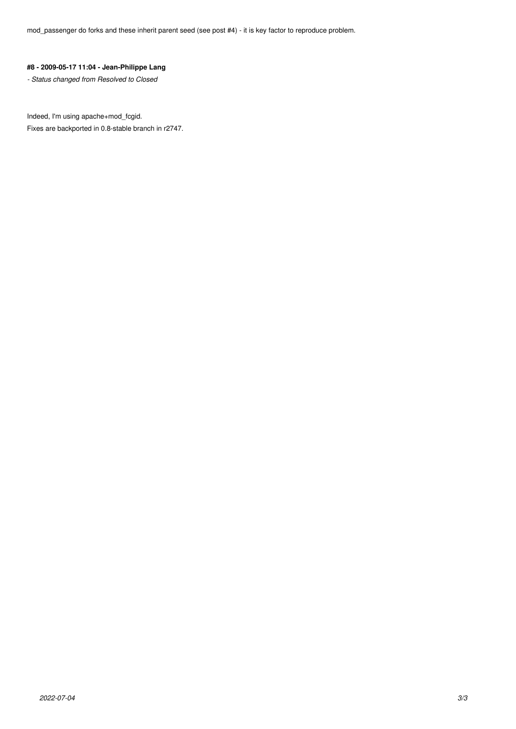mod_passenger do forks and these inherit parent seed (see post #4) - it is key factor to reproduce problem.

**#8 - 2009-05-17 11:04 - Jean-Philippe Lang**

*- Status changed from Resolved to Closed*

Indeed, I'm using apache+mod_fcgid.

Fixes are backported in 0.8-stable branch in r2747.